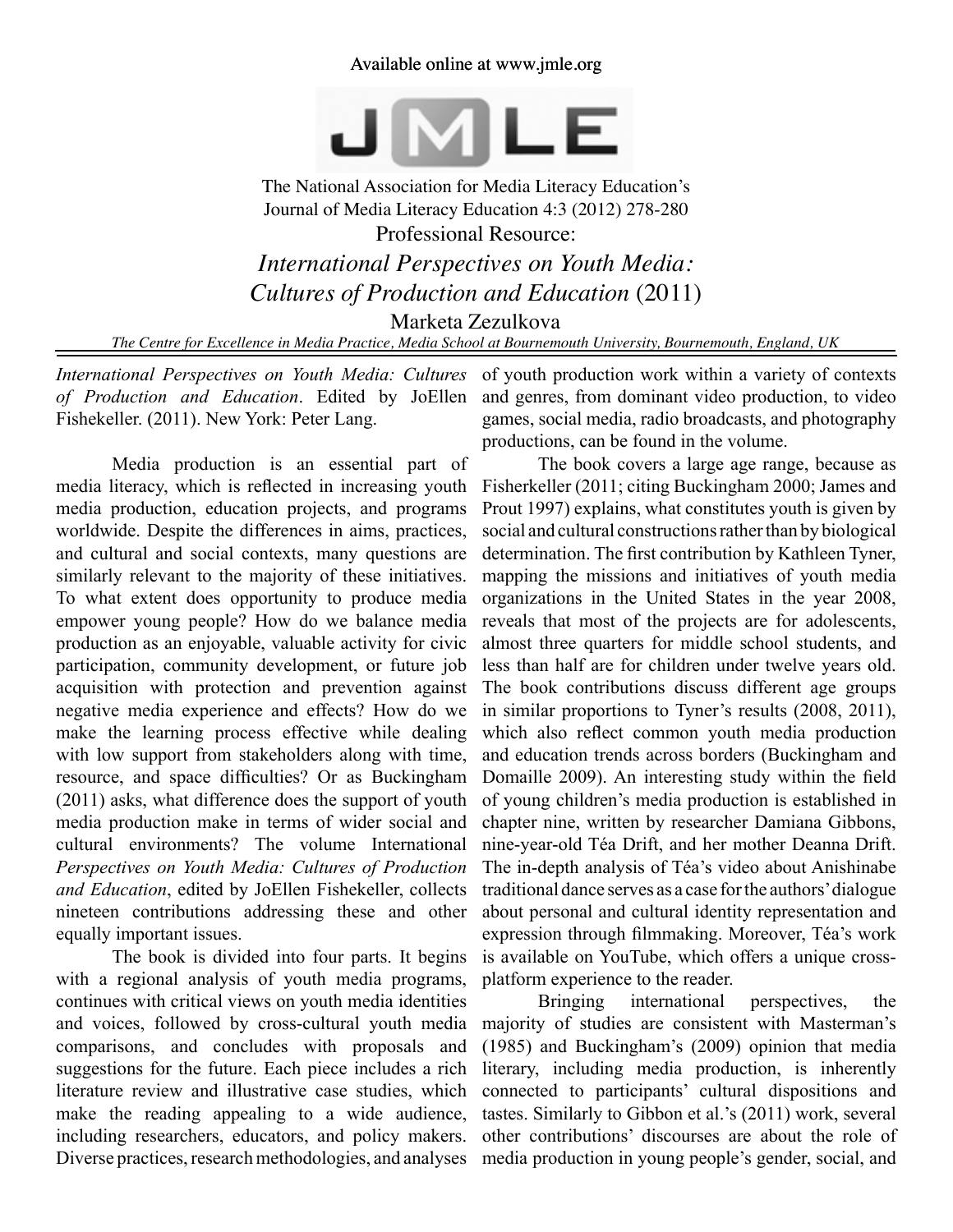Available online at www.jmle.org

JMLE

The National Association for Media Literacy Education's
Journal of Media Literacy Education 4:3 (2012) 278-280

Professional Resource:

# *International Perspectives on Youth Media: Cultures of Production and Education* (2011)

Marketa Zezulkova

*The Centre for Excellence in Media Practice, Media School at Bournemouth University, Bournemouth, England, UK*

---

*International Perspectives on Youth Media: Cultures of Production and Education*. Edited by JoEllen Fishekeller. (2011). New York: Peter Lang.

Media production is an essential part of media literacy, which is reflected in increasing youth media production, education projects, and programs worldwide. Despite the differences in aims, practices, and cultural and social contexts, many questions are similarly relevant to the majority of these initiatives. To what extent does opportunity to produce media empower young people? How do we balance media production as an enjoyable, valuable activity for civic participation, community development, or future job acquisition with protection and prevention against negative media experience and effects? How do we make the learning process effective while dealing with low support from stakeholders along with time, resource, and space difficulties? Or as Buckingham (2011) asks, what difference does the support of youth media production make in terms of wider social and cultural environments? The volume International *Perspectives on Youth Media: Cultures of Production and Education*, edited by JoEllen Fishekeller, collects nineteen contributions addressing these and other equally important issues.

The book is divided into four parts. It begins with a regional analysis of youth media programs, continues with critical views on youth media identities and voices, followed by cross-cultural youth media comparisons, and concludes with proposals and suggestions for the future. Each piece includes a rich literature review and illustrative case studies, which make the reading appealing to a wide audience, including researchers, educators, and policy makers. Diverse practices, research methodologies, and analyses of youth production work within a variety of contexts and genres, from dominant video production, to video games, social media, radio broadcasts, and photography productions, can be found in the volume.

The book covers a large age range, because as Fisherkeller (2011; citing Buckingham 2000; James and Prout 1997) explains, what constitutes youth is given by social and cultural constructions rather than by biological determination. The first contribution by Kathleen Tyner, mapping the missions and initiatives of youth media organizations in the United States in the year 2008, reveals that most of the projects are for adolescents, almost three quarters for middle school students, and less than half are for children under twelve years old. The book contributions discuss different age groups in similar proportions to Tyner's results (2008, 2011), which also reflect common youth media production and education trends across borders (Buckingham and Domaille 2009). An interesting study within the field of young children's media production is established in chapter nine, written by researcher Damiana Gibbons, nine-year-old Téa Drift, and her mother Deanna Drift. The in-depth analysis of Téa's video about Anishinabe traditional dance serves as a case for the authors' dialogue about personal and cultural identity representation and expression through filmmaking. Moreover, Téa's work is available on YouTube, which offers a unique cross-platform experience to the reader.

Bringing international perspectives, the majority of studies are consistent with Masterman's (1985) and Buckingham's (2009) opinion that media literary, including media production, is inherently connected to participants' cultural dispositions and tastes. Similarly to Gibbon et al.'s (2011) work, several other contributions' discourses are about the role of media production in young people's gender, social, and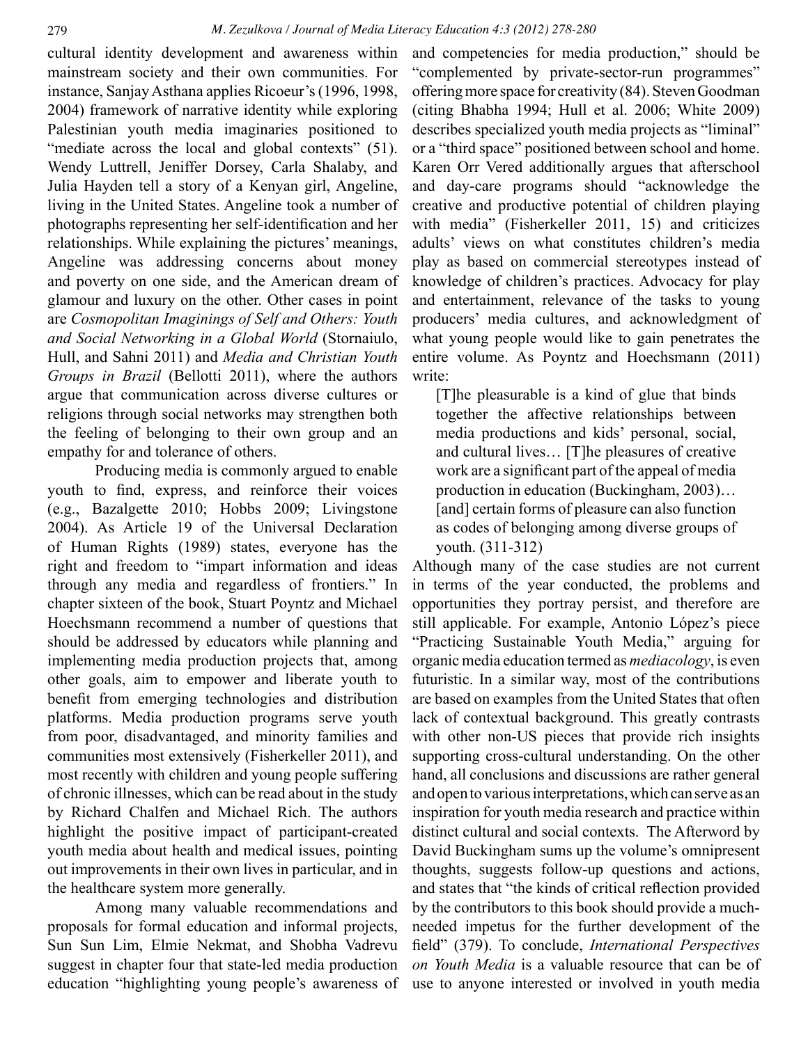cultural identity development and awareness within mainstream society and their own communities. For instance, Sanjay Asthana applies Ricoeur's (1996, 1998, 2004) framework of narrative identity while exploring Palestinian youth media imaginaries positioned to "mediate across the local and global contexts" (51). Wendy Luttrell, Jeniffer Dorsey, Carla Shalaby, and Julia Hayden tell a story of a Kenyan girl, Angeline, living in the United States. Angeline took a number of photographs representing her self-identification and her relationships. While explaining the pictures' meanings, Angeline was addressing concerns about money and poverty on one side, and the American dream of glamour and luxury on the other. Other cases in point are *Cosmopolitan Imaginings of Self and Others: Youth and Social Networking in a Global World* (Stornaiulo, Hull, and Sahni 2011) and *Media and Christian Youth Groups in Brazil* (Bellotti 2011), where the authors argue that communication across diverse cultures or religions through social networks may strengthen both the feeling of belonging to their own group and an empathy for and tolerance of others.

Producing media is commonly argued to enable youth to find, express, and reinforce their voices (e.g., Bazalgette 2010; Hobbs 2009; Livingstone 2004). As Article 19 of the Universal Declaration of Human Rights (1989) states, everyone has the right and freedom to "impart information and ideas through any media and regardless of frontiers." In chapter sixteen of the book, Stuart Poyntz and Michael Hoechsmann recommend a number of questions that should be addressed by educators while planning and implementing media production projects that, among other goals, aim to empower and liberate youth to benefit from emerging technologies and distribution platforms. Media production programs serve youth from poor, disadvantaged, and minority families and communities most extensively (Fisherkeller 2011), and most recently with children and young people suffering of chronic illnesses, which can be read about in the study by Richard Chalfen and Michael Rich. The authors highlight the positive impact of participant-created youth media about health and medical issues, pointing out improvements in their own lives in particular, and in the healthcare system more generally.

Among many valuable recommendations and proposals for formal education and informal projects, Sun Sun Lim, Elmie Nekmat, and Shobha Vadrevu suggest in chapter four that state-led media production education "highlighting young people's awareness of and competencies for media production," should be "complemented by private-sector-run programmes" offering more space for creativity (84). Steven Goodman (citing Bhabha 1994; Hull et al. 2006; White 2009) describes specialized youth media projects as "liminal" or a "third space" positioned between school and home. Karen Orr Vered additionally argues that afterschool and day-care programs should "acknowledge the creative and productive potential of children playing with media" (Fisherkeller 2011, 15) and criticizes adults' views on what constitutes children's media play as based on commercial stereotypes instead of knowledge of children's practices. Advocacy for play and entertainment, relevance of the tasks to young producers' media cultures, and acknowledgment of what young people would like to gain penetrates the entire volume. As Poyntz and Hoechsmann (2011) write:

> [T]he pleasurable is a kind of glue that binds together the affective relationships between media productions and kids' personal, social, and cultural lives… [T]he pleasures of creative work are a significant part of the appeal of media production in education (Buckingham, 2003)… [and] certain forms of pleasure can also function as codes of belonging among diverse groups of youth. (311-312)

Although many of the case studies are not current in terms of the year conducted, the problems and opportunities they portray persist, and therefore are still applicable. For example, Antonio López's piece "Practicing Sustainable Youth Media," arguing for organic media education termed as *mediacology*, is even futuristic. In a similar way, most of the contributions are based on examples from the United States that often lack of contextual background. This greatly contrasts with other non-US pieces that provide rich insights supporting cross-cultural understanding. On the other hand, all conclusions and discussions are rather general and open to various interpretations, which can serve as an inspiration for youth media research and practice within distinct cultural and social contexts. The Afterword by David Buckingham sums up the volume's omnipresent thoughts, suggests follow-up questions and actions, and states that "the kinds of critical reflection provided by the contributors to this book should provide a much-needed impetus for the further development of the field" (379). To conclude, *International Perspectives on Youth Media* is a valuable resource that can be of use to anyone interested or involved in youth media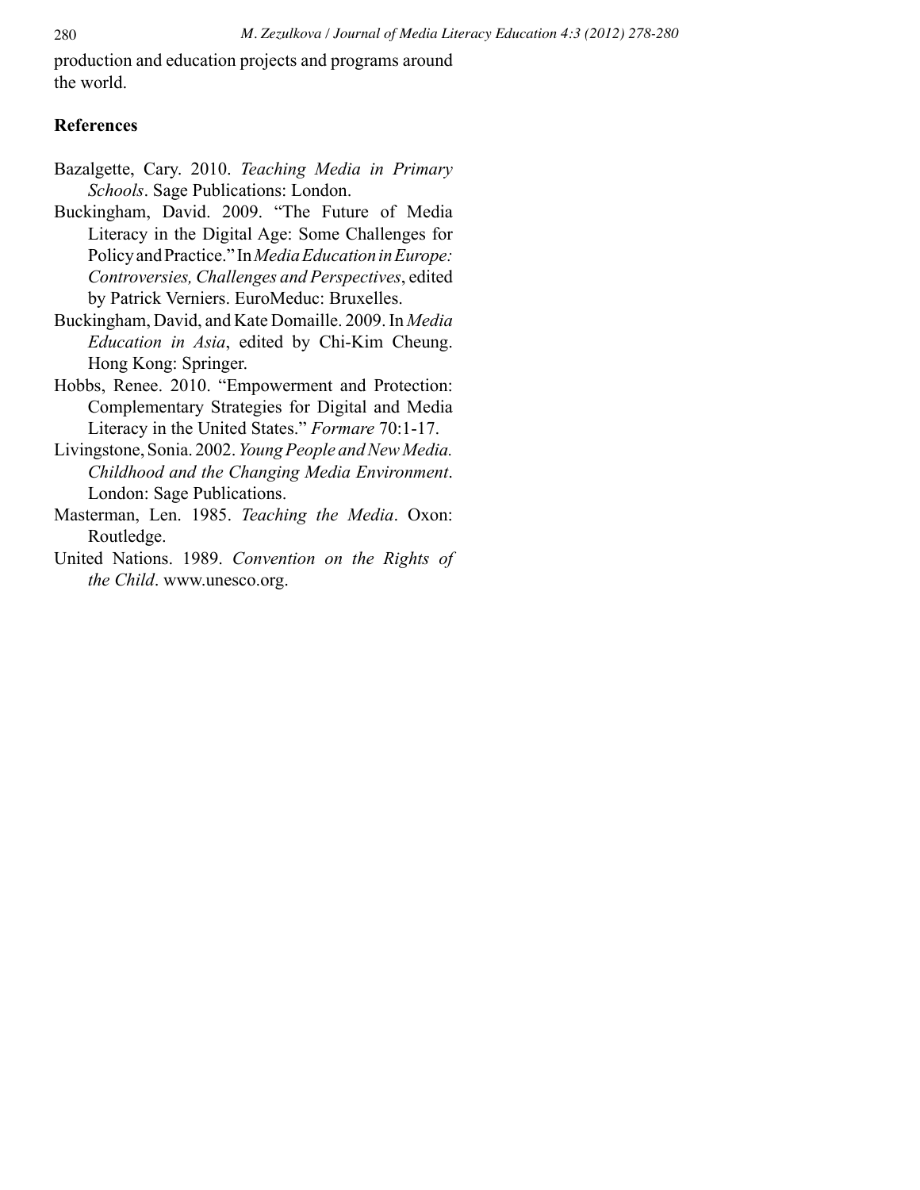production and education projects and programs around the world.

## References

Bazalgette, Cary. 2010. *Teaching Media in Primary Schools*. Sage Publications: London.

Buckingham, David. 2009. "The Future of Media Literacy in the Digital Age: Some Challenges for Policy and Practice." In *Media Education in Europe: Controversies, Challenges and Perspectives*, edited by Patrick Verniers. EuroMeduc: Bruxelles.

Buckingham, David, and Kate Domaille. 2009. In *Media Education in Asia*, edited by Chi-Kim Cheung. Hong Kong: Springer.

Hobbs, Renee. 2010. "Empowerment and Protection: Complementary Strategies for Digital and Media Literacy in the United States." *Formare* 70:1-17.

Livingstone, Sonia. 2002. *Young People and New Media. Childhood and the Changing Media Environment*. London: Sage Publications.

Masterman, Len. 1985. *Teaching the Media*. Oxon: Routledge.

United Nations. 1989. *Convention on the Rights of the Child*. www.unesco.org.